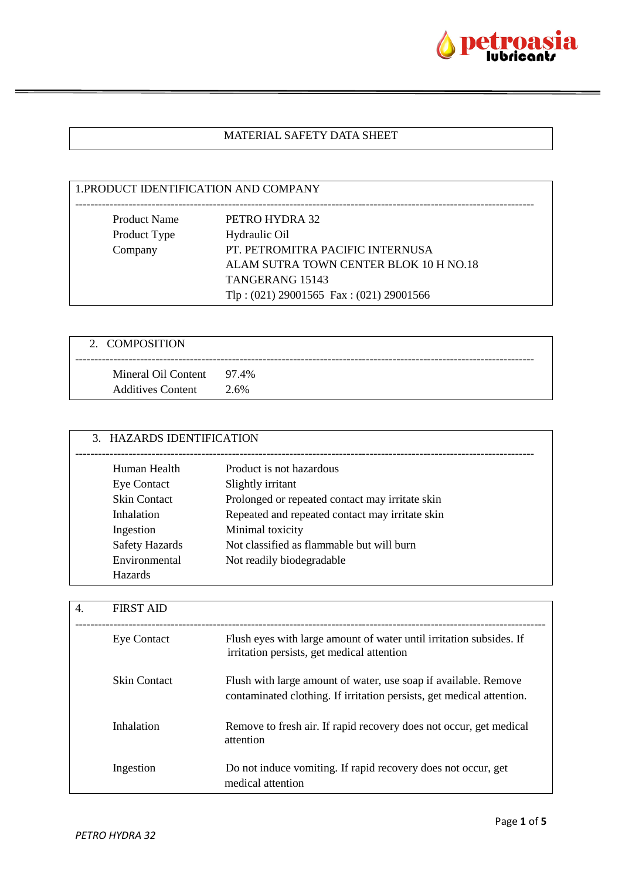# MATERIAL SAFETY DATA SHEET

## 1. PRODUCT IDENTIFICATION AND COMPANY

| | |
|---|---|
| Product Name | PETRO HYDRA 32 |
| Product Type | Hydraulic Oil |
| Company | PT. PETROMITRA PACIFIC INTERNUSA<br>ALAM SUTRA TOWN CENTER BLOK 10 H NO.18<br>TANGERANG 15143<br>Tlp : (021) 29001565 Fax : (021) 29001566 |

## 2. COMPOSITION

| | |
|---|---|
| Mineral Oil Content | 97.4% |
| Additives Content | 2.6% |

## 3. HAZARDS IDENTIFICATION

| | |
|---|---|
| Human Health | Product is not hazardous |
| Eye Contact | Slightly irritant |
| Skin Contact | Prolonged or repeated contact may irritate skin |
| Inhalation | Repeated and repeated contact may irritate skin |
| Ingestion | Minimal toxicity |
| Safety Hazards | Not classified as flammable but will burn |
| Environmental Hazards | Not readily biodegradable |

## 4. FIRST AID

| | |
|---|---|
| Eye Contact | Flush eyes with large amount of water until irritation subsides. If irritation persists, get medical attention |
| Skin Contact | Flush with large amount of water, use soap if available. Remove contaminated clothing. If irritation persists, get medical attention. |
| Inhalation | Remove to fresh air. If rapid recovery does not occur, get medical attention |
| Ingestion | Do not induce vomiting. If rapid recovery does not occur, get medical attention |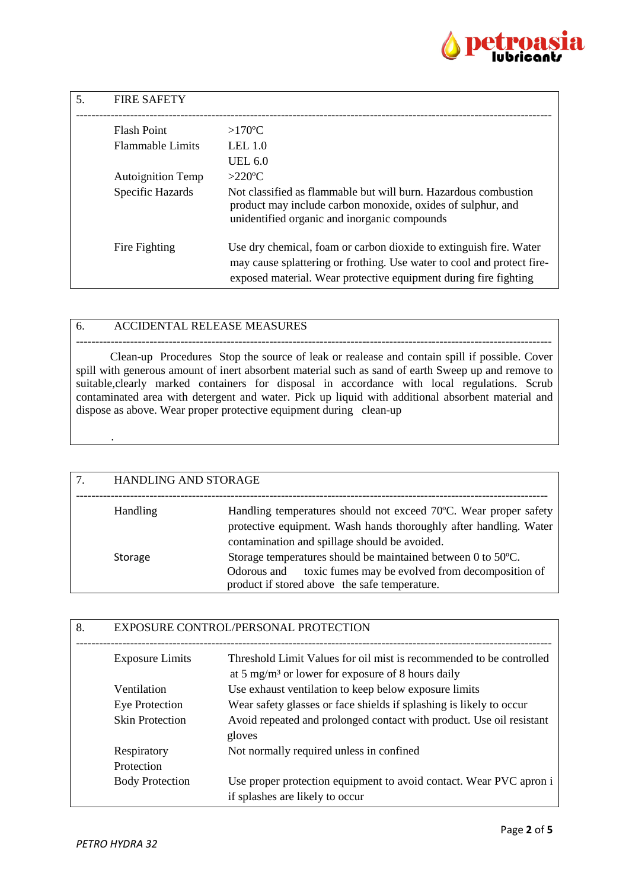## 5. FIRE SAFETY

| | |
|---|---|
| Flash Point | >170ºC |
| Flammable Limits | LEL 1.0<br>UEL 6.0 |
| Autoignition Temp | >220ºC |
| Specific Hazards | Not classified as flammable but will burn. Hazardous combustion product may include carbon monoxide, oxides of sulphur, and unidentified organic and inorganic compounds |
| Fire Fighting | Use dry chemical, foam or carbon dioxide to extinguish fire. Water may cause splattering or frothing. Use water to cool and protect fire-exposed material. Wear protective equipment during fire fighting |

## 6. ACCIDENTAL RELEASE MEASURES

Clean-up Procedures Stop the source of leak or realease and contain spill if possible. Cover spill with generous amount of inert absorbent material such as sand of earth Sweep up and remove to suitable,clearly marked containers for disposal in accordance with local regulations. Scrub contaminated area with detergent and water. Pick up liquid with additional absorbent material and dispose as above. Wear proper protective equipment during clean-up

.

## 7. HANDLING AND STORAGE

| | |
|---|---|
| Handling | Handling temperatures should not exceed 70ºC. Wear proper safety protective equipment. Wash hands thoroughly after handling. Water contamination and spillage should be avoided. |
| Storage | Storage temperatures should be maintained between 0 to 50ºC. Odorous and toxic fumes may be evolved from decomposition of product if stored above the safe temperature. |

## 8. EXPOSURE CONTROL/PERSONAL PROTECTION

| | |
|---|---|
| Exposure Limits | Threshold Limit Values for oil mist is recommended to be controlled at 5 mg/m³ or lower for exposure of 8 hours daily |
| Ventilation | Use exhaust ventilation to keep below exposure limits |
| Eye Protection | Wear safety glasses or face shields if splashing is likely to occur |
| Skin Protection | Avoid repeated and prolonged contact with product. Use oil resistant gloves |
| Respiratory Protection | Not normally required unless in confined |
| Body Protection | Use proper protection equipment to avoid contact. Wear PVC apron i if splashes are likely to occur |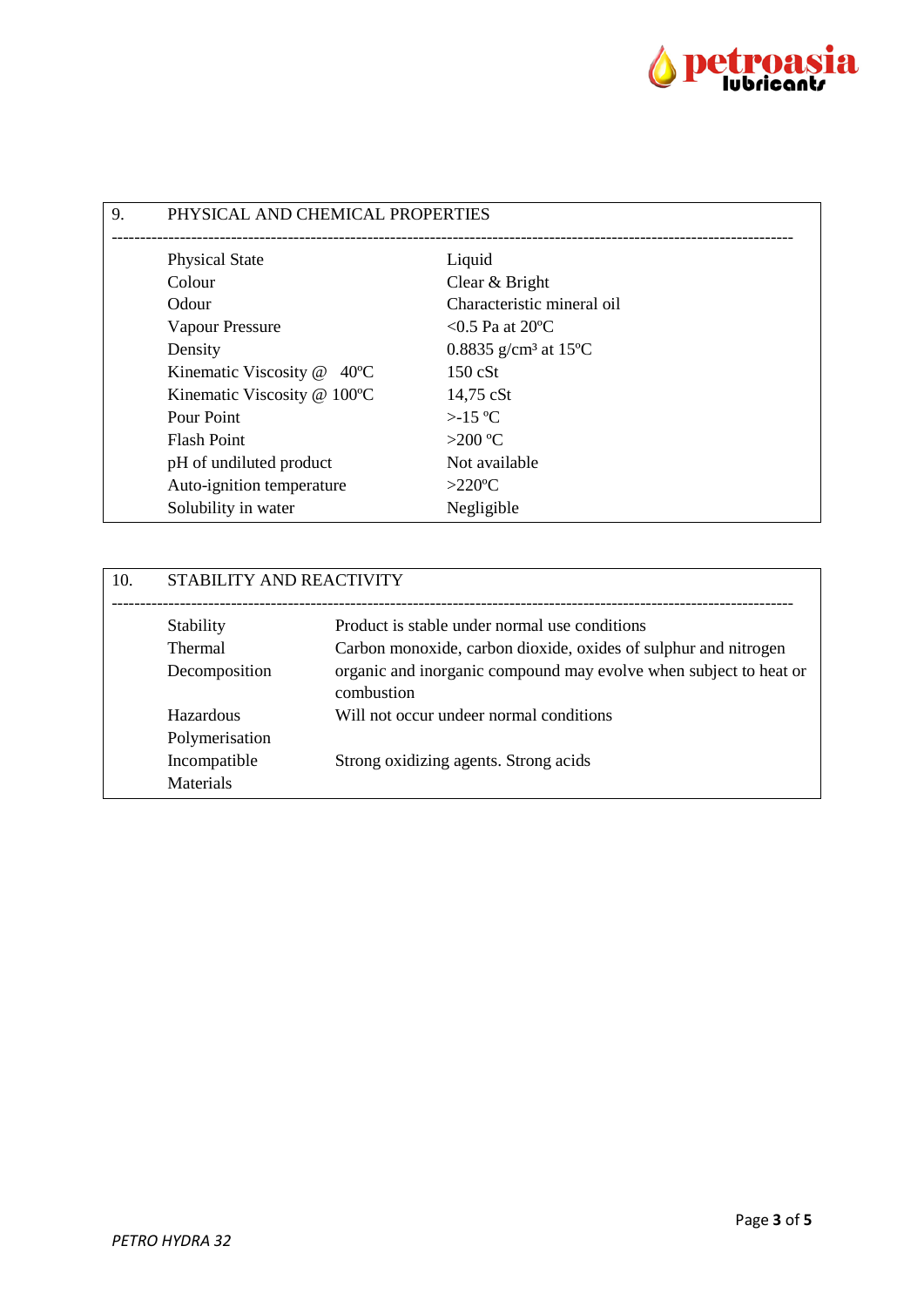## 9. PHYSICAL AND CHEMICAL PROPERTIES

| | |
|---|---|
| Physical State | Liquid |
| Colour | Clear & Bright |
| Odour | Characteristic mineral oil |
| Vapour Pressure | <0.5 Pa at 20ºC |
| Density | 0.8835 g/cm³ at 15ºC |
| Kinematic Viscosity @ 40ºC | 150 cSt |
| Kinematic Viscosity @ 100ºC | 14,75 cSt |
| Pour Point | >-15 ºC |
| Flash Point | >200 ºC |
| pH of undiluted product | Not available |
| Auto-ignition temperature | >220ºC |
| Solubility in water | Negligible |

## 10. STABILITY AND REACTIVITY

| | |
|---|---|
| Stability | Product is stable under normal use conditions |
| Thermal Decomposition | Carbon monoxide, carbon dioxide, oxides of sulphur and nitrogen organic and inorganic compound may evolve when subject to heat or combustion |
| Hazardous Polymerisation | Will not occur undeer normal conditions |
| Incompatible Materials | Strong oxidizing agents. Strong acids |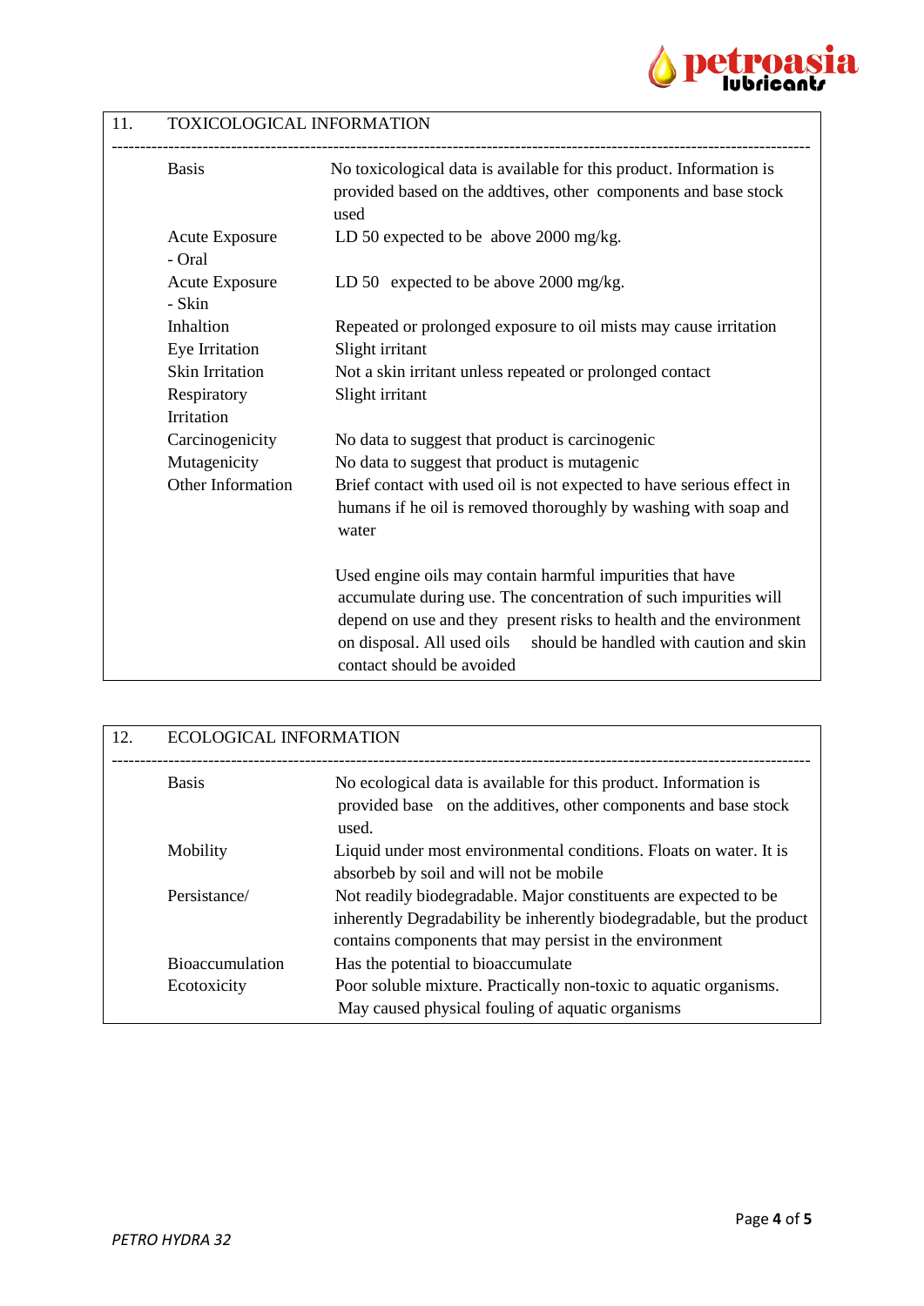## 11. TOXICOLOGICAL INFORMATION

| | |
|---|---|
| Basis | No toxicological data is available for this product. Information is provided based on the addtives, other components and base stock used |
| Acute Exposure - Oral | LD 50 expected to be above 2000 mg/kg. |
| Acute Exposure - Skin | LD 50 expected to be above 2000 mg/kg. |
| Inhaltion | Repeated or prolonged exposure to oil mists may cause irritation |
| Eye Irritation | Slight irritant |
| Skin Irritation | Not a skin irritant unless repeated or prolonged contact |
| Respiratory Irritation | Slight irritant |
| Carcinogenicity | No data to suggest that product is carcinogenic |
| Mutagenicity | No data to suggest that product is mutagenic |
| Other Information | Brief contact with used oil is not expected to have serious effect in humans if he oil is removed thoroughly by washing with soap and water<br><br>Used engine oils may contain harmful impurities that have accumulate during use. The concentration of such impurities will depend on use and they present risks to health and the environment on disposal. All used oils should be handled with caution and skin contact should be avoided |

## 12. ECOLOGICAL INFORMATION

| | |
|---|---|
| Basis | No ecological data is available for this product. Information is provided base on the additives, other components and base stock used. |
| Mobility | Liquid under most environmental conditions. Floats on water. It is absorbeb by soil and will not be mobile |
| Persistance/ | Not readily biodegradable. Major constituents are expected to be inherently Degradability be inherently biodegradable, but the product contains components that may persist in the environment |
| Bioaccumulation | Has the potential to bioaccumulate |
| Ecotoxicity | Poor soluble mixture. Practically non-toxic to aquatic organisms. May caused physical fouling of aquatic organisms |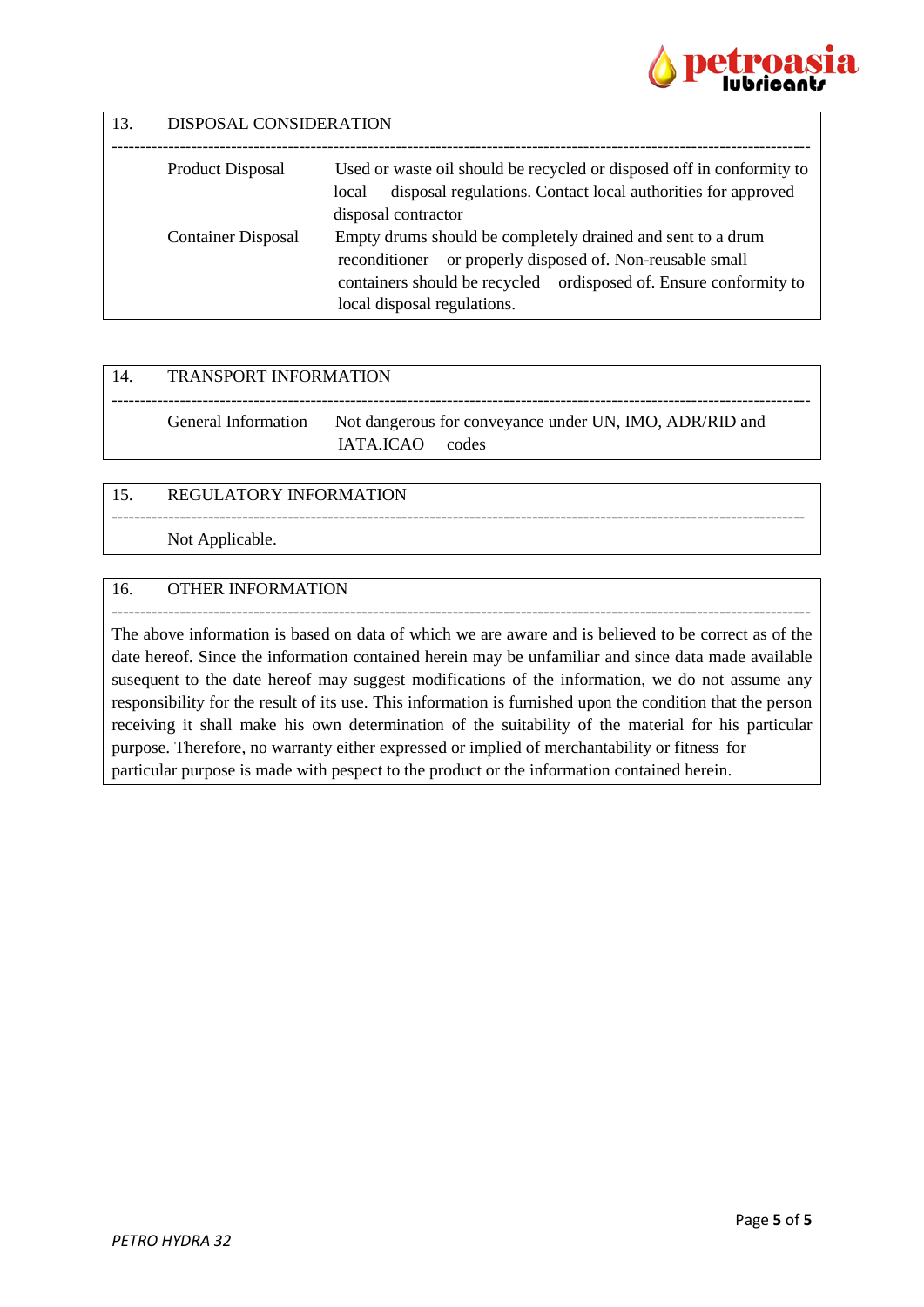## 13. DISPOSAL CONSIDERATION

| | |
|---|---|
| Product Disposal | Used or waste oil should be recycled or disposed off in conformity to local disposal regulations. Contact local authorities for approved disposal contractor |
| Container Disposal | Empty drums should be completely drained and sent to a drum reconditioner or properly disposed of. Non-reusable small containers should be recycled ordisposed of. Ensure conformity to local disposal regulations. |

## 14. TRANSPORT INFORMATION

| | |
|---|---|
| General Information | Not dangerous for conveyance under UN, IMO, ADR/RID and IATA.ICAO codes |

## 15. REGULATORY INFORMATION

Not Applicable.

## 16. OTHER INFORMATION

The above information is based on data of which we are aware and is believed to be correct as of the date hereof. Since the information contained herein may be unfamiliar and since data made available susequent to the date hereof may suggest modifications of the information, we do not assume any responsibility for the result of its use. This information is furnished upon the condition that the person receiving it shall make his own determination of the suitability of the material for his particular purpose. Therefore, no warranty either expressed or implied of merchantability or fitness for particular purpose is made with pespect to the product or the information contained herein.